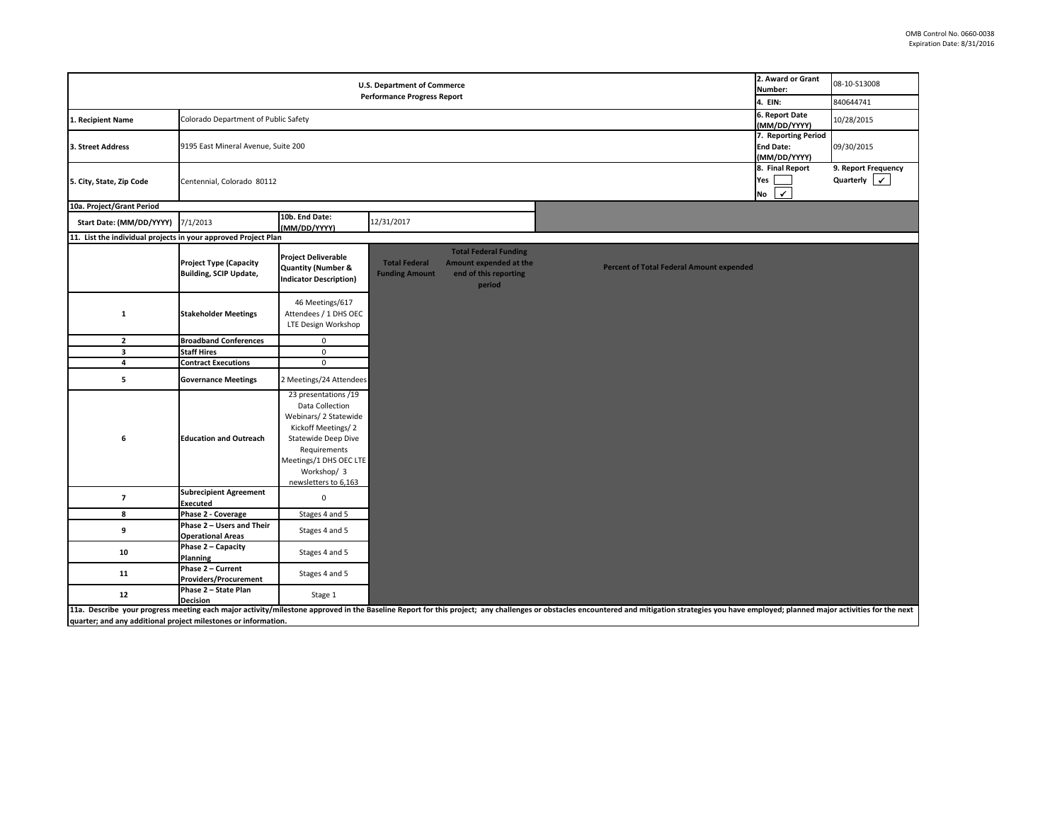OMB Control No. 0660-0038
Expiration Date: 8/31/2016

| U.S. Department of Commerce<br>Performance Progress Report | | 2. Award or Grant Number: | 08-10-S13008 |
|---|---|---|---|
| | | 4. EIN: | 840644741 |
| 1. Recipient Name | Colorado Department of Public Safety | 6. Report Date (MM/DD/YYYY) | 10/28/2015 |
| 3. Street Address | 9195 East Mineral Avenue, Suite 200 | 7. Reporting Period End Date: (MM/DD/YYYY) | 09/30/2015 |
| 5. City, State, Zip Code | Centennial, Colorado 80112 | 8. Final Report<br>Yes ☐<br>No ✓ | 9. Report Frequency<br>Quarterly ✓ |

**10a. Project/Grant Period**

| Start Date: (MM/DD/YYYY) | 7/1/2013 | 10b. End Date: (MM/DD/YYYY) | 12/31/2017 |
|---|---|---|---|

**11. List the individual projects in your approved Project Plan**

| | Project Type (Capacity Building, SCIP Update, | Project Deliverable Quantity (Number & Indicator Description) | Total Federal Funding Amount | Total Federal Funding Amount expended at the end of this reporting period | Percent of Total Federal Amount expended |
|---|---|---|---|---|---|
| 1 | Stakeholder Meetings | 46 Meetings/617 Attendees / 1 DHS OEC LTE Design Workshop | | | |
| 2 | Broadband Conferences | 0 | | | |
| 3 | Staff Hires | 0 | | | |
| 4 | Contract Executions | 0 | | | |
| 5 | Governance Meetings | 2 Meetings/24 Attendees | | | |
| 6 | Education and Outreach | 23 presentations /19 Data Collection Webinars/ 2 Statewide Kickoff Meetings/ 2 Statewide Deep Dive Requirements Meetings/1 DHS OEC LTE Workshop/ 3 newsletters to 6,163 | | | |
| 7 | Subrecipient Agreement Executed | 0 | | | |
| 8 | Phase 2 - Coverage | Stages 4 and 5 | | | |
| 9 | Phase 2 – Users and Their Operational Areas | Stages 4 and 5 | | | |
| 10 | Phase 2 – Capacity Planning | Stages 4 and 5 | | | |
| 11 | Phase 2 – Current Providers/Procurement | Stages 4 and 5 | | | |
| 12 | Phase 2 – State Plan Decision | Stage 1 | | | |

**11a. Describe your progress meeting each major activity/milestone approved in the Baseline Report for this project; any challenges or obstacles encountered and mitigation strategies you have employed; planned major activities for the next quarter; and any additional project milestones or information.**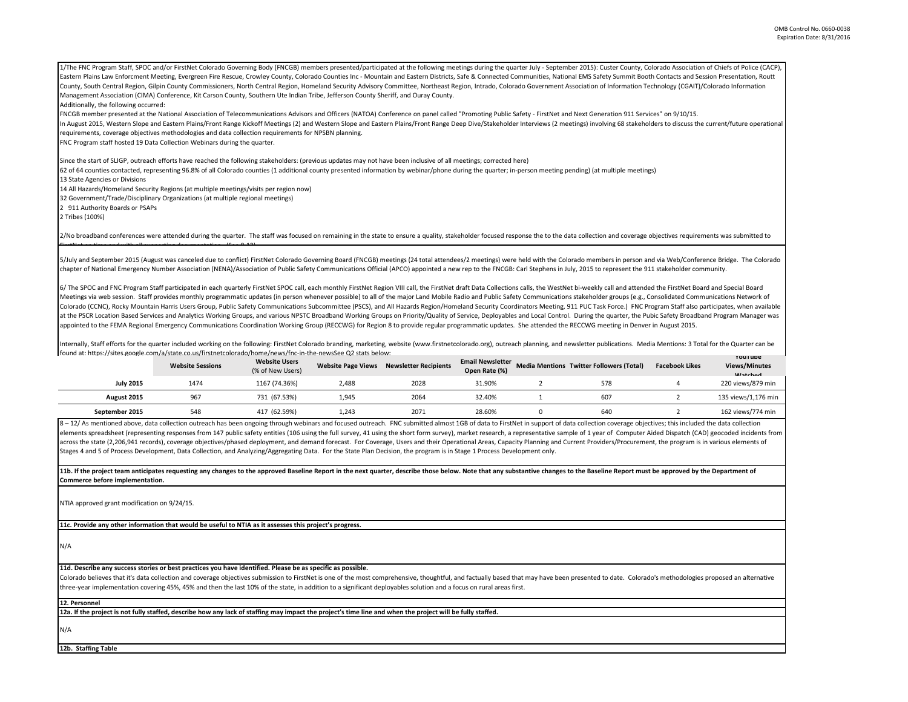1/The FNC Program Staff, SPOC and/or FirstNet Colorado Governing Body (FNCGB) members presented/participated at the following meetings during the quarter July - September 2015): Custer County, Colorado Association of Chiefs of Police (CACP), Eastern Plains Law Enforcment Meeting, Evergreen Fire Rescue, Crowley County, Colorado Counties Inc - Mountain and Eastern Districts, Safe & Connected Communities, National EMS Safety Summit Booth Contacts and Session Presentation, Routt County, South Central Region, Gilpin County Commissioners, North Central Region, Homeland Security Advisory Committee, Northeast Region, Intrado, Colorado Government Association of Information Technology (CGAIT)/Colorado Information Management Association (CIMA) Conference, Kit Carson County, Southern Ute Indian Tribe, Jefferson County Sheriff, and Ouray County.

Additionally, the following occurred:

FNCGB member presented at the National Association of Telecommunications Advisors and Officers (NATOA) Conference on panel called "Promoting Public Safety - FirstNet and Next Generation 911 Services" on 9/10/15.

In August 2015, Western Slope and Eastern Plains/Front Range Kickoff Meetings (2) and Western Slope and Eastern Plains/Front Range Deep Dive/Stakeholder Interviews (2 meetings) involving 68 stakeholders to discuss the current/future operational requirements, coverage objectives methodologies and data collection requirements for NPSBN planning.

FNC Program staff hosted 19 Data Collection Webinars during the quarter.

Since the start of SLIGP, outreach efforts have reached the following stakeholders: (previous updates may not have been inclusive of all meetings; corrected here)

62 of 64 counties contacted, representing 96.8% of all Colorado counties (1 additional county presented information by webinar/phone during the quarter; in-person meeting pending) (at multiple meetings)

13 State Agencies or Divisions

14 All Hazards/Homeland Security Regions (at multiple meetings/visits per region now)

32 Government/Trade/Disciplinary Organizations (at multiple regional meetings)

2 911 Authority Boards or PSAPs

2 Tribes (100%)

2/No broadband conferences were attended during the quarter. The staff was focused on remaining in the state to ensure a quality, stakeholder focused response the to the data collection and coverage objectives requirements was submitted to FirstNet on time and with all supporting documentation. (See 8-12)

5/July and September 2015 (August was canceled due to conflict) FirstNet Colorado Governing Board (FNCGB) meetings (24 total attendees/2 meetings) were held with the Colorado members in person and via Web/Conference Bridge. The Colorado chapter of National Emergency Number Association (NENA)/Association of Public Safety Communications Official (APCO) appointed a new rep to the FNCGB: Carl Stephens in July, 2015 to represent the 911 stakeholder community.

6/ The SPOC and FNC Program Staff participated in each quarterly FirstNet SPOC call, each monthly FirstNet Region VIII call, the FirstNet draft Data Collections calls, the WestNet bi-weekly call and attended the FirstNet Board and Special Board Meetings via web session. Staff provides monthly programmatic updates (in person whenever possible) to all of the major Land Mobile Radio and Public Safety Communications stakeholder groups (e.g., Consolidated Communications Network of Colorado (CCNC), Rocky Mountain Harris Users Group, Public Safety Communications Subcommittee (PSCS), and All Hazards Region/Homeland Security Coordinators Meeting, 911 PUC Task Force.) FNC Program Staff also participates, when available at the PSCR Location Based Services and Analytics Working Groups, and various NPSTC Broadband Working Groups on Priority/Quality of Service, Deployables and Local Control. During the quarter, the Pubic Safety Broadband Program Manager was appointed to the FEMA Regional Emergency Communications Coordination Working Group (RECCWG) for Region 8 to provide regular programmatic updates. She attended the RECCWG meeting in Denver in August 2015.

Internally, Staff efforts for the quarter included working on the following: FirstNet Colorado branding, marketing, website (www.firstnetcolorado.org), outreach planning, and newsletter publications. Media Mentions: 3 Total for the Quarter can be found at: https://sites.google.com/a/state.co.us/firstnetcolorado/home/news/fnc-in-the-newsSee Q2 stats below:

| | Website Sessions | Website Users (% of New Users) | Website Page Views | Newsletter Recipients | Email Newsletter Open Rate (%) | Media Mentions | Twitter Followers (Total) | Facebook Likes | YouTube Views/Minutes Watched |
|---|---|---|---|---|---|---|---|---|---|
| **July 2015** | 1474 | 1167 (74.36%) | 2,488 | 2028 | 31.90% | 2 | 578 | 4 | 220 views/879 min |
| **August 2015** | 967 | 731 (67.53%) | 1,945 | 2064 | 32.40% | 1 | 607 | 2 | 135 views/1,176 min |
| **September 2015** | 548 | 417 (62.59%) | 1,243 | 2071 | 28.60% | 0 | 640 | 2 | 162 views/774 min |

8 – 12/ As mentioned above, data collection outreach has been ongoing through webinars and focused outreach. FNC submitted almost 1GB of data to FirstNet in support of data collection coverage objectives; this included the data collection elements spreadsheet (representing responses from 147 public safety entities (106 using the full survey, 41 using the short form survey), market research, a representative sample of 1 year of Computer Aided Dispatch (CAD) geocoded incidents from across the state (2,206,941 records), coverage objectives/phased deployment, and demand forecast. For Coverage, Users and their Operational Areas, Capacity Planning and Current Providers/Procurement, the program is in various elements of Stages 4 and 5 of Process Development, Data Collection, and Analyzing/Aggregating Data. For the State Plan Decision, the program is in Stage 1 Process Development only.

**11b. If the project team anticipates requesting any changes to the approved Baseline Report in the next quarter, describe those below. Note that any substantive changes to the Baseline Report must be approved by the Department of Commerce before implementation.**

NTIA approved grant modification on 9/24/15.

**11c. Provide any other information that would be useful to NTIA as it assesses this project's progress.**

N/A

**11d. Describe any success stories or best practices you have identified. Please be as specific as possible.**

Colorado believes that it's data collection and coverage objectives submission to FirstNet is one of the most comprehensive, thoughtful, and factually based that may have been presented to date. Colorado's methodologies proposed an alternative three-year implementation covering 45%, 45% and then the last 10% of the state, in addition to a significant deployables solution and a focus on rural areas first.

**12. Personnel**

**12a. If the project is not fully staffed, describe how any lack of staffing may impact the project's time line and when the project will be fully staffed.**

N/A

**12b. Staffing Table**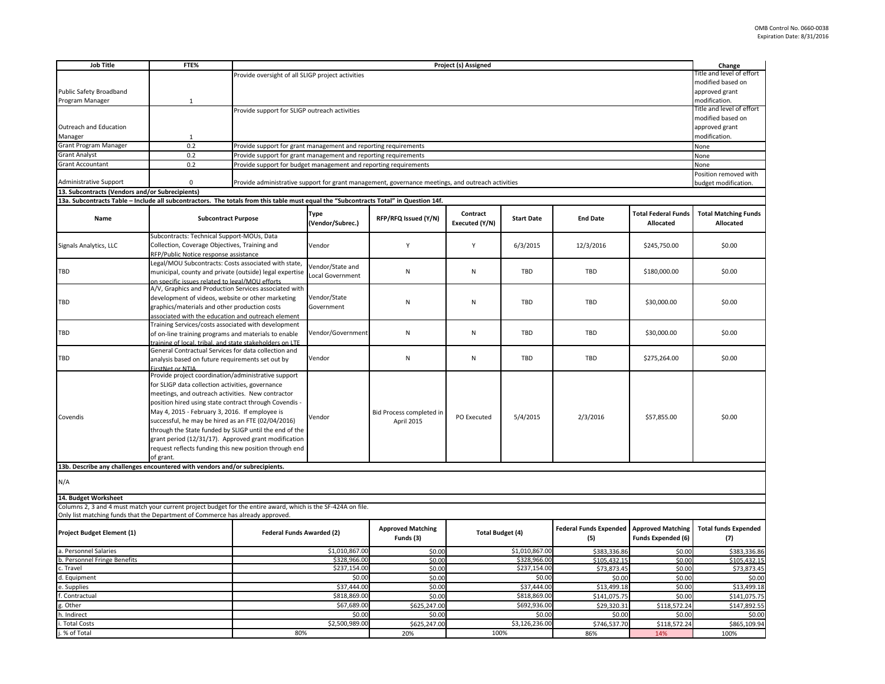| Job Title | FTE% | Project (s) Assigned | Change |
|---|---|---|---|
| Public Safety Broadband Program Manager | 1 | Provide oversight of all SLIGP project activities | Title and level of effort modified based on approved grant modification. |
| Outreach and Education Manager | 1 | Provide support for SLIGP outreach activities | Title and level of effort modified based on approved grant modification. |
| Grant Program Manager | 0.2 | Provide support for grant management and reporting requirements | None |
| Grant Analyst | 0.2 | Provide support for grant management and reporting requirements | None |
| Grant Accountant | 0.2 | Provide support for budget management and reporting requirements | None |
| Administrative Support | 0 | Provide administrative support for grant management, governance meetings, and outreach activities | Position removed with budget modification. |

**13. Subcontracts (Vendors and/or Subrecipients)**

**13a. Subcontracts Table – Include all subcontractors. The totals from this table must equal the "Subcontracts Total" in Question 14f.**

| Name | Subcontract Purpose | Type (Vendor/Subrec.) | RFP/RFQ Issued (Y/N) | Contract Executed (Y/N) | Start Date | End Date | Total Federal Funds Allocated | Total Matching Funds Allocated |
|---|---|---|---|---|---|---|---|---|
| Signals Analytics, LLC | Subcontracts: Technical Support-MOUs, Data Collection, Coverage Objectives, Training and RFP/Public Notice response assistance | Vendor | Y | Y | 6/3/2015 | 12/3/2016 | $245,750.00 | $0.00 |
| TBD | Legal/MOU Subcontracts: Costs associated with state, municipal, county and private (outside) legal expertise on specific issues related to legal/MOU efforts | Vendor/State and Local Government | N | N | TBD | TBD | $180,000.00 | $0.00 |
| TBD | A/V, Graphics and Production Services associated with development of videos, website or other marketing graphics/materials and other production costs associated with the education and outreach element | Vendor/State Government | N | N | TBD | TBD | $30,000.00 | $0.00 |
| TBD | Training Services/costs associated with development of on-line training programs and materials to enable training of local, tribal, and state stakeholders on LTE | Vendor/Government | N | N | TBD | TBD | $30,000.00 | $0.00 |
| TBD | General Contractual Services for data collection and analysis based on future requirements set out by FirstNet or NTIA | Vendor | N | N | TBD | TBD | $275,264.00 | $0.00 |
| Covendis | Provide project coordination/administrative support for SLIGP data collection activities, governance meetings, and outreach activities. New contractor position hired using state contract through Covendis - May 4, 2015 - February 3, 2016. If employee is successful, he may be hired as an FTE (02/04/2016) through the State funded by SLIGP until the end of the grant period (12/31/17). Approved grant modification request reflects funding this new position through end of grant. | Vendor | Bid Process completed in April 2015 | PO Executed | 5/4/2015 | 2/3/2016 | $57,855.00 | $0.00 |

**13b. Describe any challenges encountered with vendors and/or subrecipients.**

N/A

**14. Budget Worksheet**

Columns 2, 3 and 4 must match your current project budget for the entire award, which is the SF-424A on file.
Only list matching funds that the Department of Commerce has already approved.

| Project Budget Element (1) | Federal Funds Awarded (2) | Approved Matching Funds (3) | Total Budget (4) | Federal Funds Expended (5) | Approved Matching Funds Expended (6) | Total funds Expended (7) |
|---|---|---|---|---|---|---|
| a. Personnel Salaries | $1,010,867.00 | $0.00 | $1,010,867.00 | $383,336.86 | $0.00 | $383,336.86 |
| b. Personnel Fringe Benefits | $328,966.00 | $0.00 | $328,966.00 | $105,432.15 | $0.00 | $105,432.15 |
| c. Travel | $237,154.00 | $0.00 | $237,154.00 | $73,873.45 | $0.00 | $73,873.45 |
| d. Equipment | $0.00 | $0.00 | $0.00 | $0.00 | $0.00 | $0.00 |
| e. Supplies | $37,444.00 | $0.00 | $37,444.00 | $13,499.18 | $0.00 | $13,499.18 |
| f. Contractual | $818,869.00 | $0.00 | $818,869.00 | $141,075.75 | $0.00 | $141,075.75 |
| g. Other | $67,689.00 | $625,247.00 | $692,936.00 | $29,320.31 | $118,572.24 | $147,892.55 |
| h. Indirect | $0.00 | $0.00 | $0.00 | $0.00 | $0.00 | $0.00 |
| i. Total Costs | $2,500,989.00 | $625,247.00 | $3,126,236.00 | $746,537.70 | $118,572.24 | $865,109.94 |
| j. % of Total | 80% | 20% | 100% | 86% | 14% | 100% |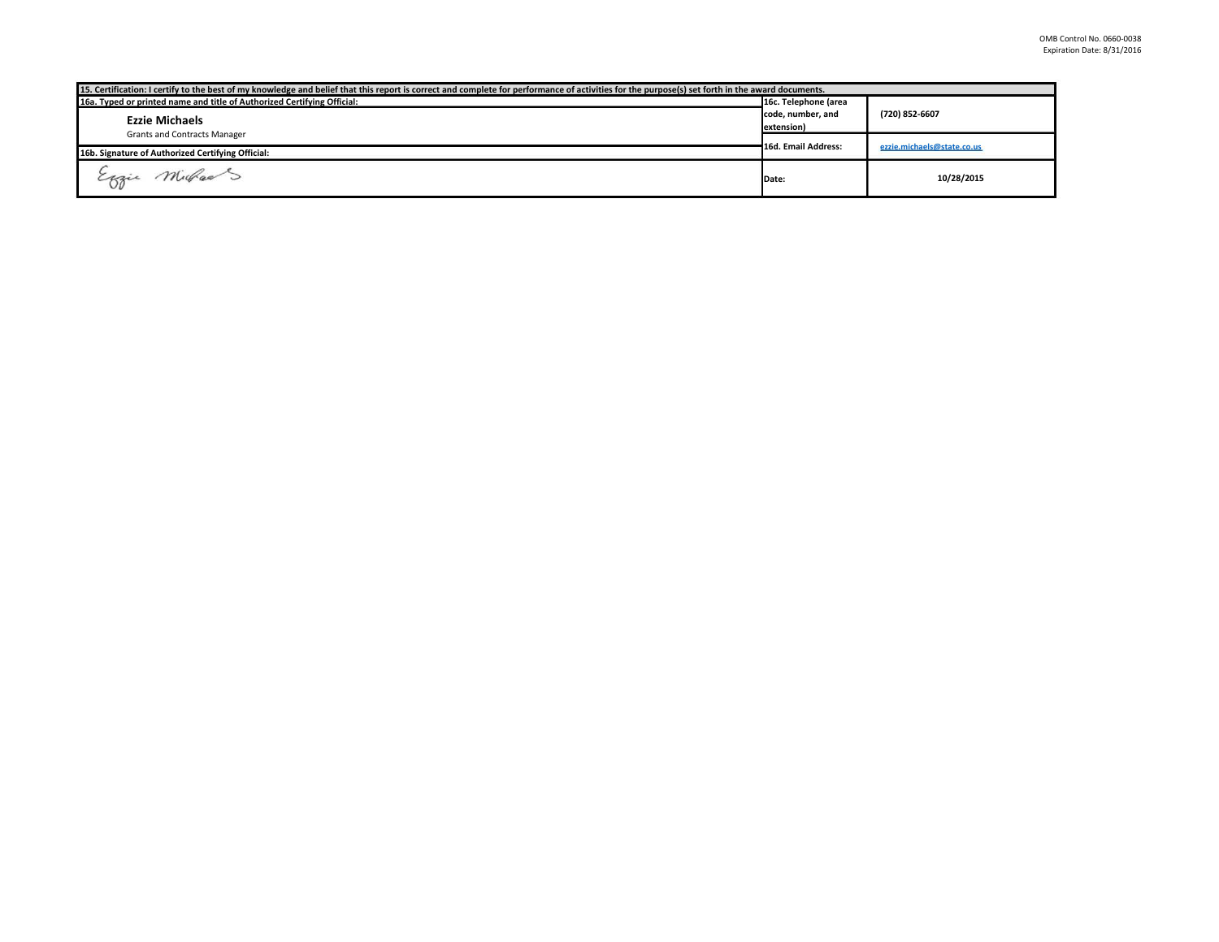OMB Control No. 0660-0038
Expiration Date: 8/31/2016

| 15. Certification: I certify to the best of my knowledge and belief that this report is correct and complete for performance of activities for the purpose(s) set forth in the award documents. | | |
|---|---|---|
| 16a. Typed or printed name and title of Authorized Certifying Official: | 16c. Telephone (area code, number, and extension) | (720) 852-6607 |
| **Ezzie Michaels**<br>Grants and Contracts Manager | | |
| 16b. Signature of Authorized Certifying Official: | 16d. Email Address: | ezzie.michaels@state.co.us |
| Ezzie Michaels | Date: | 10/28/2015 |